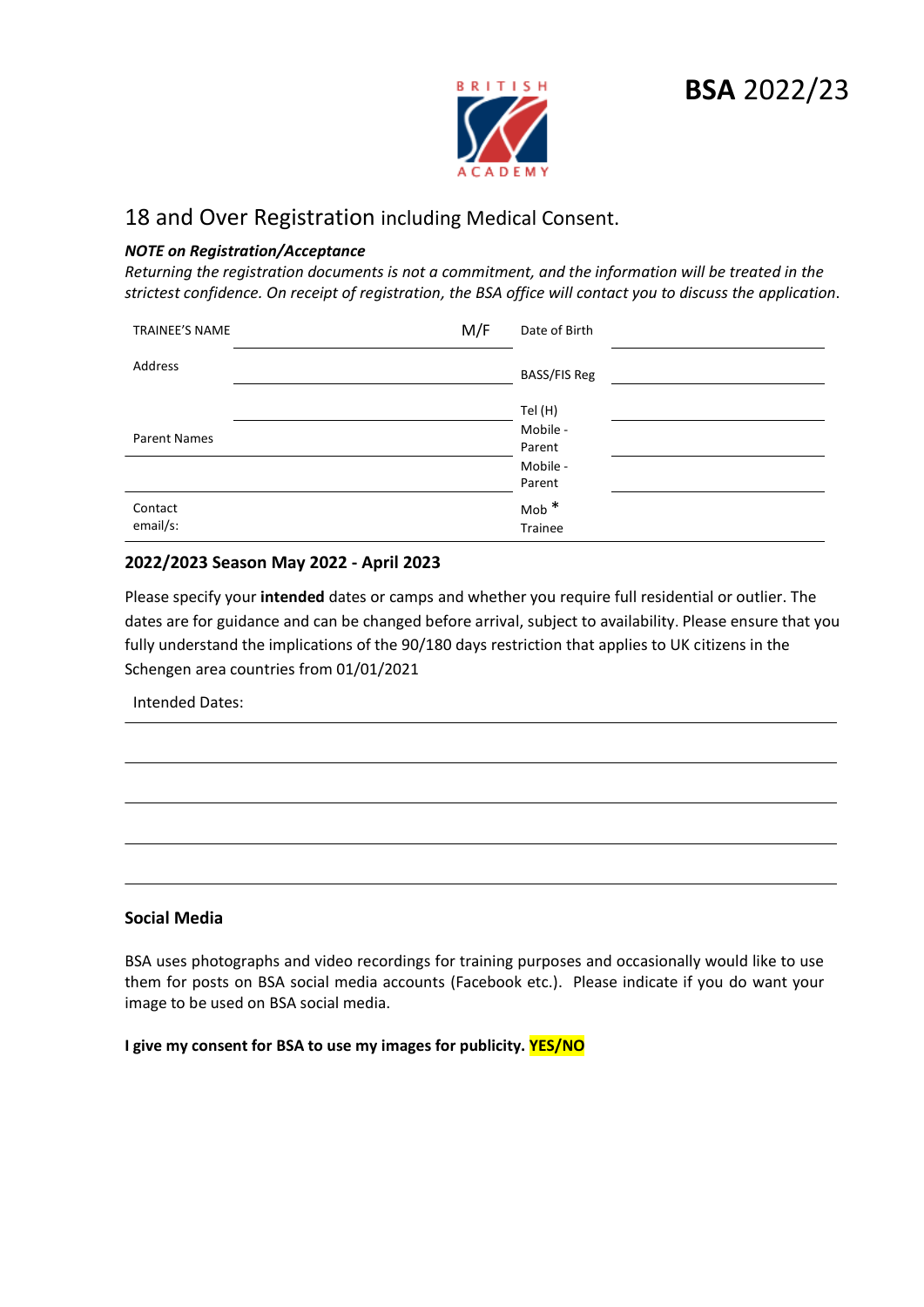BRITISH ACADEMY

**BSA** 2022/23

## 18 and Over Registration including Medical Consent.

***NOTE on Registration/Acceptance***

*Returning the registration documents is not a commitment, and the information will be treated in the strictest confidence. On receipt of registration, the BSA office will contact you to discuss the application.*

| | | | |
|---|---|---|---|
| TRAINEE'S NAME | M/F | Date of Birth | |
| Address | | BASS/FIS Reg | |
| | | Tel (H) | |
| Parent Names | | Mobile - Parent | |
| | | Mobile - Parent | |
| Contact email/s: | | Mob * Trainee | |

### 2022/2023 Season May 2022 - April 2023

Please specify your **intended** dates or camps and whether you require full residential or outlier. The dates are for guidance and can be changed before arrival, subject to availability. Please ensure that you fully understand the implications of the 90/180 days restriction that applies to UK citizens in the Schengen area countries from 01/01/2021

Intended Dates:

### Social Media

BSA uses photographs and video recordings for training purposes and occasionally would like to use them for posts on BSA social media accounts (Facebook etc.). Please indicate if you do want your image to be used on BSA social media.

**I give my consent for BSA to use my images for publicity. YES/NO**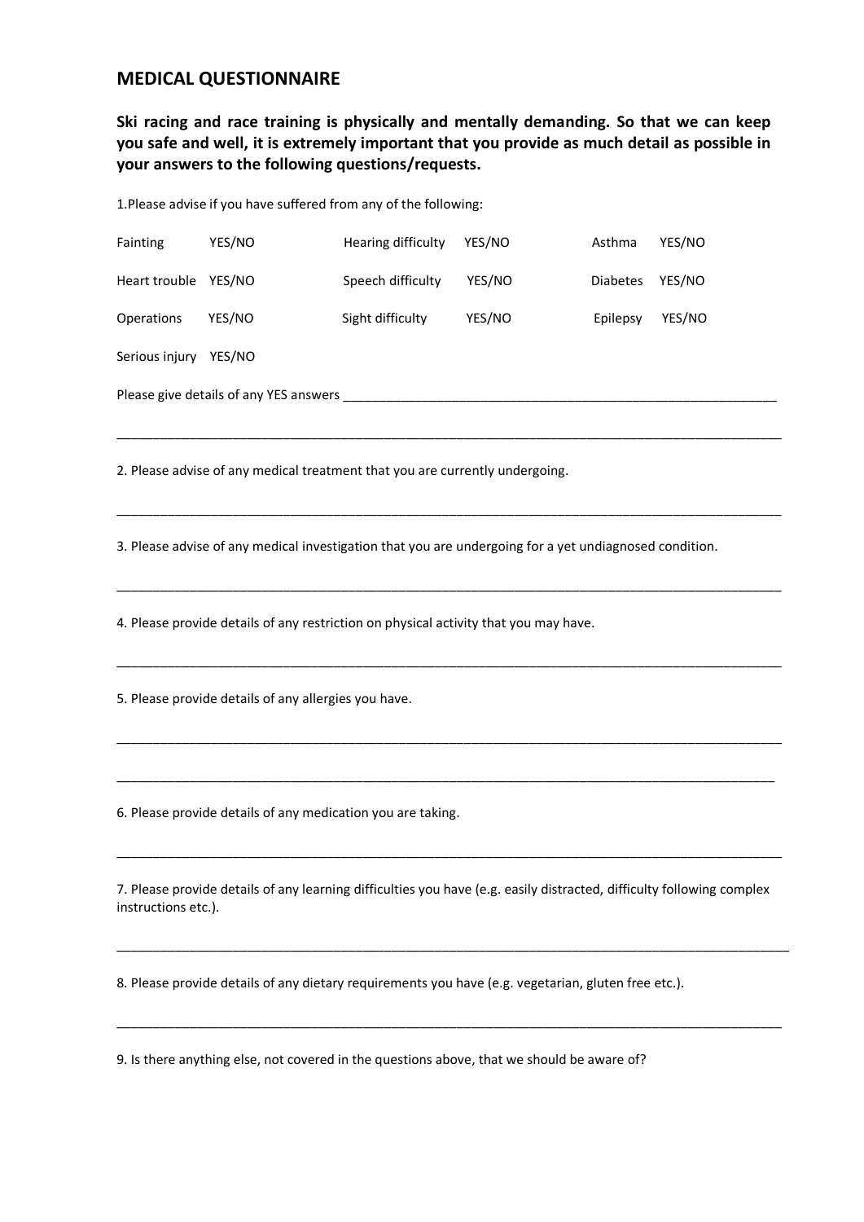## MEDICAL QUESTIONNAIRE

**Ski racing and race training is physically and mentally demanding. So that we can keep you safe and well, it is extremely important that you provide as much detail as possible in your answers to the following questions/requests.**

1.Please advise if you have suffered from any of the following:

| | | | | | |
|---|---|---|---|---|---|
| Fainting | YES/NO | Hearing difficulty | YES/NO | Asthma | YES/NO |
| Heart trouble | YES/NO | Speech difficulty | YES/NO | Diabetes | YES/NO |
| Operations | YES/NO | Sight difficulty | YES/NO | Epilepsy | YES/NO |
| Serious injury | YES/NO | | | | |

Please give details of any YES answers ____________________________________________________________

_______________________________________________________________________________________________

2. Please advise of any medical treatment that you are currently undergoing.

_______________________________________________________________________________________________

3. Please advise of any medical investigation that you are undergoing for a yet undiagnosed condition.

_______________________________________________________________________________________________

4. Please provide details of any restriction on physical activity that you may have.

_______________________________________________________________________________________________

5. Please provide details of any allergies you have.

_______________________________________________________________________________________________

_______________________________________________________________________________________________

6. Please provide details of any medication you are taking.

_______________________________________________________________________________________________

7. Please provide details of any learning difficulties you have (e.g. easily distracted, difficulty following complex instructions etc.).

_______________________________________________________________________________________________

8. Please provide details of any dietary requirements you have (e.g. vegetarian, gluten free etc.).

_______________________________________________________________________________________________

9. Is there anything else, not covered in the questions above, that we should be aware of?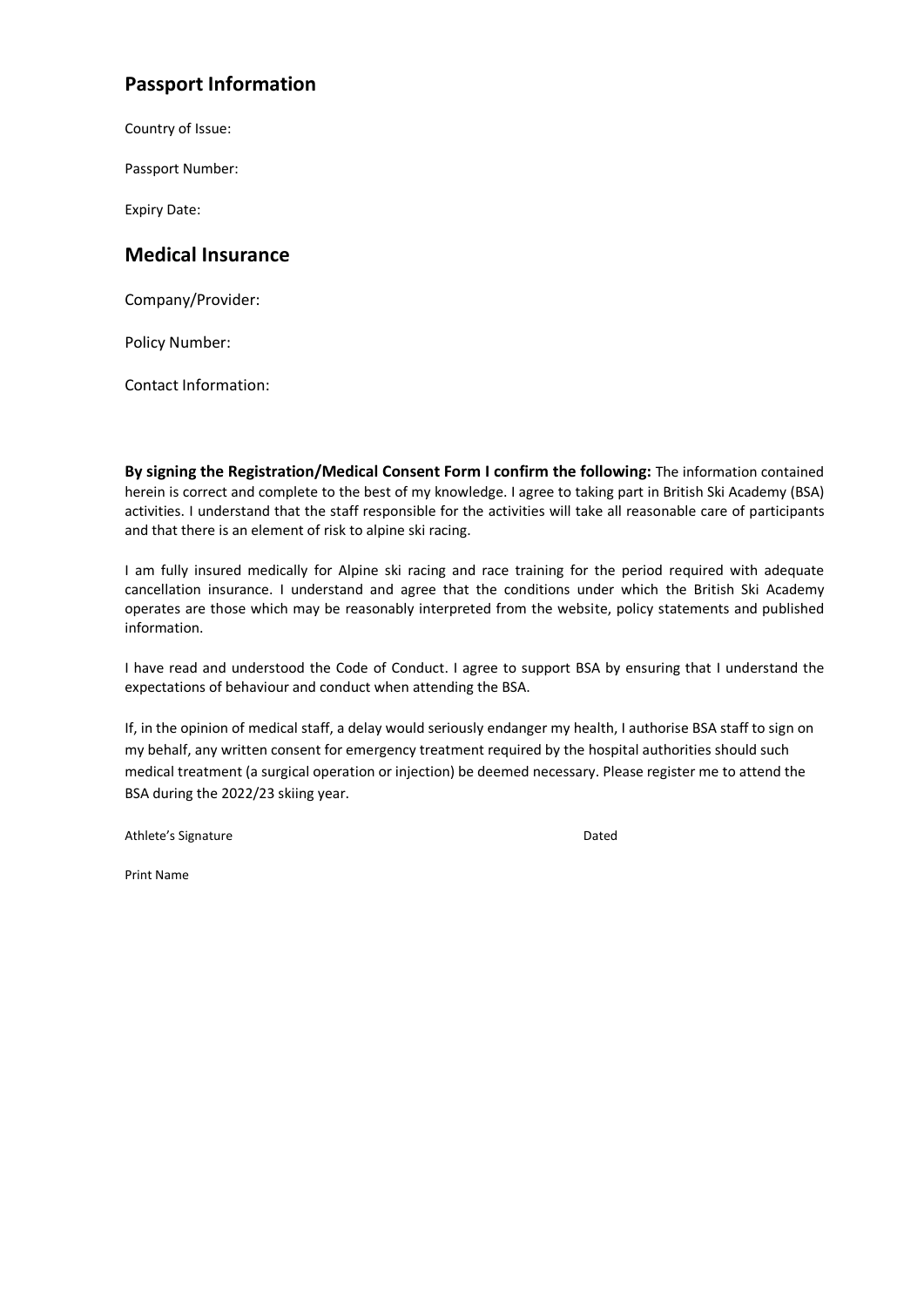## Passport Information

Country of Issue:

Passport Number:

Expiry Date:

## Medical Insurance

Company/Provider:

Policy Number:

Contact Information:

**By signing the Registration/Medical Consent Form I confirm the following:** The information contained herein is correct and complete to the best of my knowledge. I agree to taking part in British Ski Academy (BSA) activities. I understand that the staff responsible for the activities will take all reasonable care of participants and that there is an element of risk to alpine ski racing.

I am fully insured medically for Alpine ski racing and race training for the period required with adequate cancellation insurance. I understand and agree that the conditions under which the British Ski Academy operates are those which may be reasonably interpreted from the website, policy statements and published information.

I have read and understood the Code of Conduct. I agree to support BSA by ensuring that I understand the expectations of behaviour and conduct when attending the BSA.

If, in the opinion of medical staff, a delay would seriously endanger my health, I authorise BSA staff to sign on my behalf, any written consent for emergency treatment required by the hospital authorities should such medical treatment (a surgical operation or injection) be deemed necessary. Please register me to attend the BSA during the 2022/23 skiing year.

Athlete's Signature Dated

Print Name